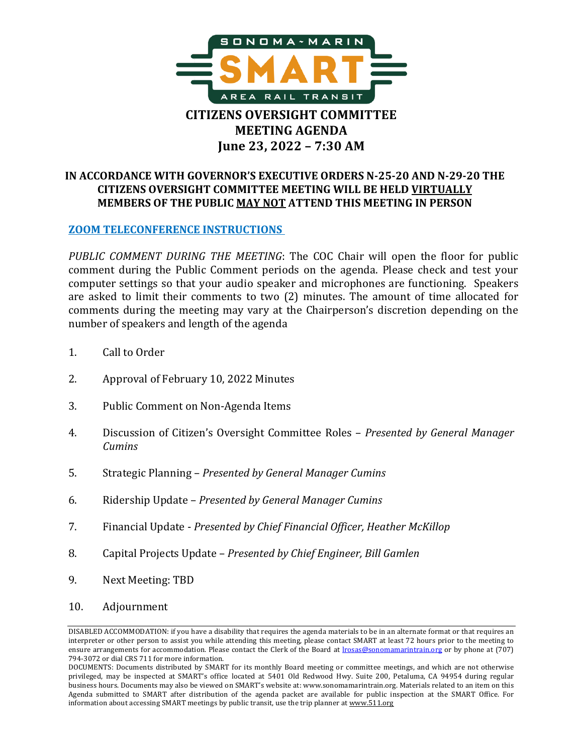# CITIZENS OVERSIGHT COMMITTEE MEETING AGENDA

## June 23, 2022 – 7:30 AM

**IN ACCORDANCE WITH GOVERNOR'S EXECUTIVE ORDERS N-25-20 AND N-29-20 THE CITIZENS OVERSIGHT COMMITTEE MEETING WILL BE HELD VIRTUALLY MEMBERS OF THE PUBLIC MAY NOT ATTEND THIS MEETING IN PERSON**

**ZOOM TELECONFERENCE INSTRUCTIONS**

*PUBLIC COMMENT DURING THE MEETING*: The COC Chair will open the floor for public comment during the Public Comment periods on the agenda. Please check and test your computer settings so that your audio speaker and microphones are functioning. Speakers are asked to limit their comments to two (2) minutes. The amount of time allocated for comments during the meeting may vary at the Chairperson's discretion depending on the number of speakers and length of the agenda

1. Call to Order
2. Approval of February 10, 2022 Minutes
3. Public Comment on Non-Agenda Items
4. Discussion of Citizen's Oversight Committee Roles – *Presented by General Manager Cumins*
5. Strategic Planning – *Presented by General Manager Cumins*
6. Ridership Update – *Presented by General Manager Cumins*
7. Financial Update - *Presented by Chief Financial Officer, Heather McKillop*
8. Capital Projects Update – *Presented by Chief Engineer, Bill Gamlen*
9. Next Meeting: TBD
10. Adjournment

DISABLED ACCOMMODATION: if you have a disability that requires the agenda materials to be in an alternate format or that requires an interpreter or other person to assist you while attending this meeting, please contact SMART at least 72 hours prior to the meeting to ensure arrangements for accommodation. Please contact the Clerk of the Board at lrosas@sonomamarintrain.org or by phone at (707) 794-3072 or dial CRS 711 for more information.

DOCUMENTS: Documents distributed by SMART for its monthly Board meeting or committee meetings, and which are not otherwise privileged, may be inspected at SMART's office located at 5401 Old Redwood Hwy. Suite 200, Petaluma, CA 94954 during regular business hours. Documents may also be viewed on SMART's website at: www.sonomamarintrain.org. Materials related to an item on this Agenda submitted to SMART after distribution of the agenda packet are available for public inspection at the SMART Office. For information about accessing SMART meetings by public transit, use the trip planner at www.511.org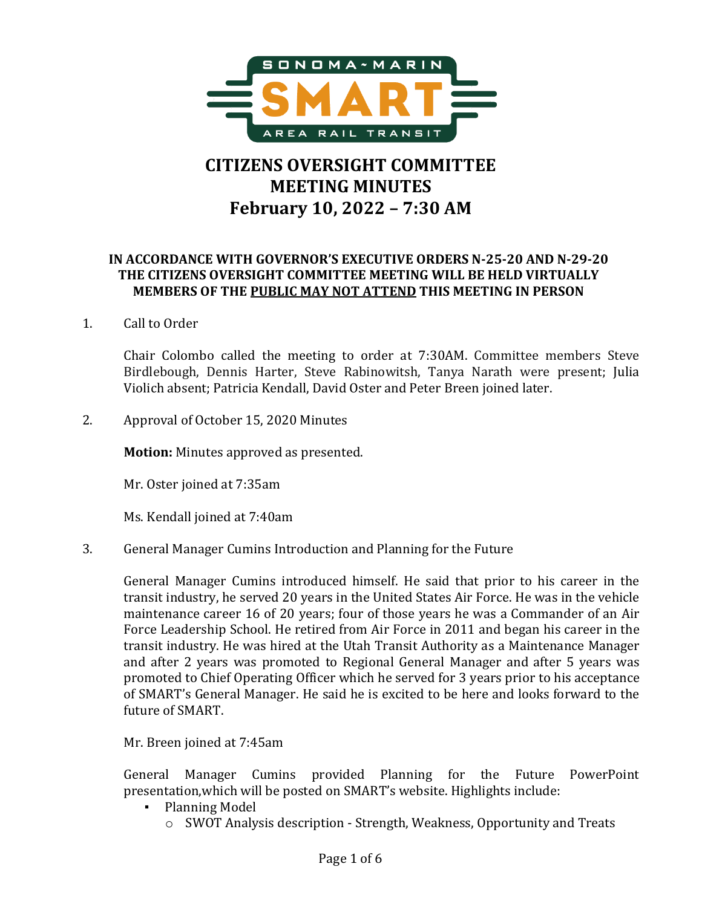# CITIZENS OVERSIGHT COMMITTEE
# MEETING MINUTES
# February 10, 2022 – 7:30 AM

**IN ACCORDANCE WITH GOVERNOR'S EXECUTIVE ORDERS N-25-20 AND N-29-20 THE CITIZENS OVERSIGHT COMMITTEE MEETING WILL BE HELD VIRTUALLY MEMBERS OF THE PUBLIC MAY NOT ATTEND THIS MEETING IN PERSON**

1. Call to Order

   Chair Colombo called the meeting to order at 7:30AM. Committee members Steve Birdlebough, Dennis Harter, Steve Rabinowitsh, Tanya Narath were present; Julia Violich absent; Patricia Kendall, David Oster and Peter Breen joined later.

2. Approval of October 15, 2020 Minutes

   **Motion:** Minutes approved as presented.

   Mr. Oster joined at 7:35am

   Ms. Kendall joined at 7:40am

3. General Manager Cumins Introduction and Planning for the Future

   General Manager Cumins introduced himself. He said that prior to his career in the transit industry, he served 20 years in the United States Air Force. He was in the vehicle maintenance career 16 of 20 years; four of those years he was a Commander of an Air Force Leadership School. He retired from Air Force in 2011 and began his career in the transit industry. He was hired at the Utah Transit Authority as a Maintenance Manager and after 2 years was promoted to Regional General Manager and after 5 years was promoted to Chief Operating Officer which he served for 3 years prior to his acceptance of SMART's General Manager. He said he is excited to be here and looks forward to the future of SMART.

   Mr. Breen joined at 7:45am

   General Manager Cumins provided Planning for the Future PowerPoint presentation,which will be posted on SMART's website. Highlights include:

   - Planning Model
     - SWOT Analysis description - Strength, Weakness, Opportunity and Treats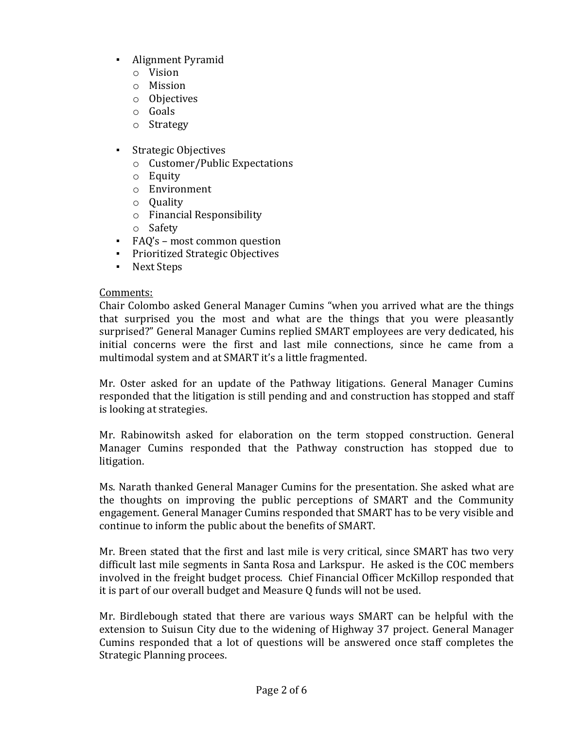- Alignment Pyramid
  - Vision
  - Mission
  - Objectives
  - Goals
  - Strategy

- Strategic Objectives
  - Customer/Public Expectations
  - Equity
  - Environment
  - Quality
  - Financial Responsibility
  - Safety
- FAQ's – most common question
- Prioritized Strategic Objectives
- Next Steps

Comments:

Chair Colombo asked General Manager Cumins "when you arrived what are the things that surprised you the most and what are the things that you were pleasantly surprised?" General Manager Cumins replied SMART employees are very dedicated, his initial concerns were the first and last mile connections, since he came from a multimodal system and at SMART it's a little fragmented.

Mr. Oster asked for an update of the Pathway litigations. General Manager Cumins responded that the litigation is still pending and and construction has stopped and staff is looking at strategies.

Mr. Rabinowitsh asked for elaboration on the term stopped construction. General Manager Cumins responded that the Pathway construction has stopped due to litigation.

Ms. Narath thanked General Manager Cumins for the presentation. She asked what are the thoughts on improving the public perceptions of SMART and the Community engagement. General Manager Cumins responded that SMART has to be very visible and continue to inform the public about the benefits of SMART.

Mr. Breen stated that the first and last mile is very critical, since SMART has two very difficult last mile segments in Santa Rosa and Larkspur. He asked is the COC members involved in the freight budget process. Chief Financial Officer McKillop responded that it is part of our overall budget and Measure Q funds will not be used.

Mr. Birdlebough stated that there are various ways SMART can be helpful with the extension to Suisun City due to the widening of Highway 37 project. General Manager Cumins responded that a lot of questions will be answered once staff completes the Strategic Planning procees.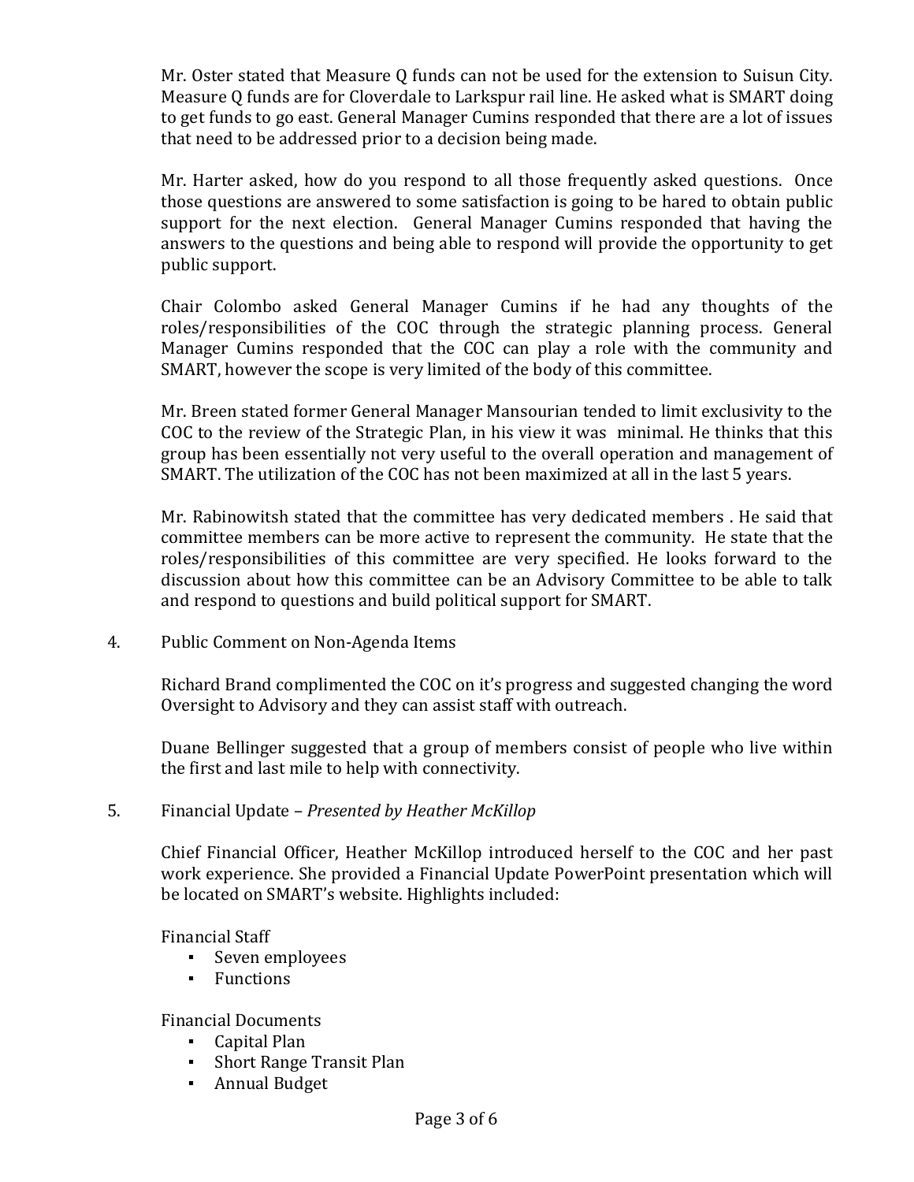Mr. Oster stated that Measure Q funds can not be used for the extension to Suisun City. Measure Q funds are for Cloverdale to Larkspur rail line. He asked what is SMART doing to get funds to go east. General Manager Cumins responded that there are a lot of issues that need to be addressed prior to a decision being made.

Mr. Harter asked, how do you respond to all those frequently asked questions. Once those questions are answered to some satisfaction is going to be hared to obtain public support for the next election. General Manager Cumins responded that having the answers to the questions and being able to respond will provide the opportunity to get public support.

Chair Colombo asked General Manager Cumins if he had any thoughts of the roles/responsibilities of the COC through the strategic planning process. General Manager Cumins responded that the COC can play a role with the community and SMART, however the scope is very limited of the body of this committee.

Mr. Breen stated former General Manager Mansourian tended to limit exclusivity to the COC to the review of the Strategic Plan, in his view it was minimal. He thinks that this group has been essentially not very useful to the overall operation and management of SMART. The utilization of the COC has not been maximized at all in the last 5 years.

Mr. Rabinowitsh stated that the committee has very dedicated members . He said that committee members can be more active to represent the community. He state that the roles/responsibilities of this committee are very specified. He looks forward to the discussion about how this committee can be an Advisory Committee to be able to talk and respond to questions and build political support for SMART.

4. Public Comment on Non-Agenda Items

Richard Brand complimented the COC on it's progress and suggested changing the word Oversight to Advisory and they can assist staff with outreach.

Duane Bellinger suggested that a group of members consist of people who live within the first and last mile to help with connectivity.

5. Financial Update – *Presented by Heather McKillop*

Chief Financial Officer, Heather McKillop introduced herself to the COC and her past work experience. She provided a Financial Update PowerPoint presentation which will be located on SMART's website. Highlights included:

Financial Staff

- Seven employees
- Functions

Financial Documents

- Capital Plan
- Short Range Transit Plan
- Annual Budget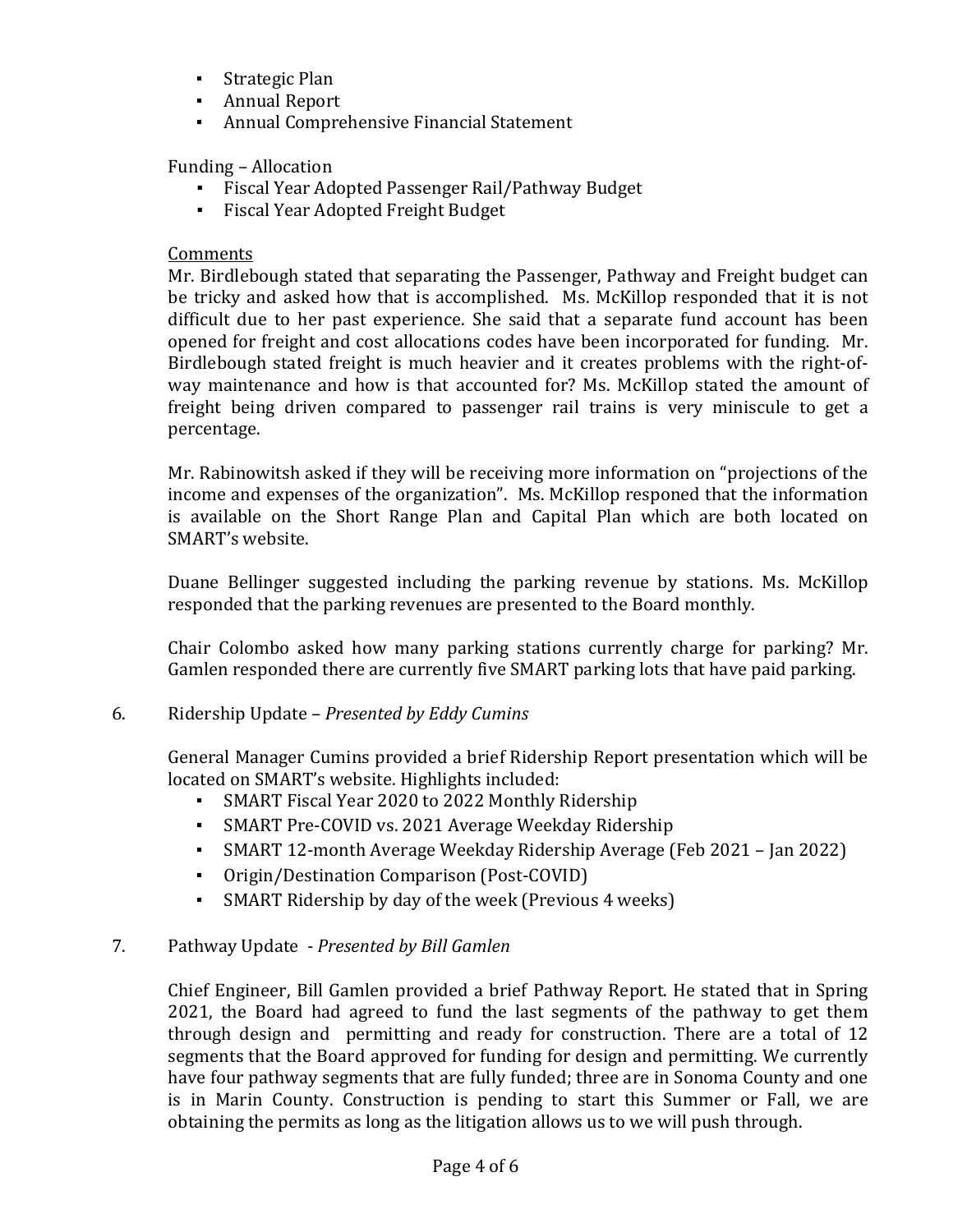- Strategic Plan
- Annual Report
- Annual Comprehensive Financial Statement

Funding – Allocation

- Fiscal Year Adopted Passenger Rail/Pathway Budget
- Fiscal Year Adopted Freight Budget

Comments

Mr. Birdlebough stated that separating the Passenger, Pathway and Freight budget can be tricky and asked how that is accomplished. Ms. McKillop responded that it is not difficult due to her past experience. She said that a separate fund account has been opened for freight and cost allocations codes have been incorporated for funding. Mr. Birdlebough stated freight is much heavier and it creates problems with the right-of-way maintenance and how is that accounted for? Ms. McKillop stated the amount of freight being driven compared to passenger rail trains is very miniscule to get a percentage.

Mr. Rabinowitsh asked if they will be receiving more information on "projections of the income and expenses of the organization". Ms. McKillop responed that the information is available on the Short Range Plan and Capital Plan which are both located on SMART's website.

Duane Bellinger suggested including the parking revenue by stations. Ms. McKillop responded that the parking revenues are presented to the Board monthly.

Chair Colombo asked how many parking stations currently charge for parking? Mr. Gamlen responded there are currently five SMART parking lots that have paid parking.

6. Ridership Update – *Presented by Eddy Cumins*

General Manager Cumins provided a brief Ridership Report presentation which will be located on SMART's website. Highlights included:

- SMART Fiscal Year 2020 to 2022 Monthly Ridership
- SMART Pre-COVID vs. 2021 Average Weekday Ridership
- SMART 12-month Average Weekday Ridership Average (Feb 2021 – Jan 2022)
- Origin/Destination Comparison (Post-COVID)
- SMART Ridership by day of the week (Previous 4 weeks)

7. Pathway Update - *Presented by Bill Gamlen*

Chief Engineer, Bill Gamlen provided a brief Pathway Report. He stated that in Spring 2021, the Board had agreed to fund the last segments of the pathway to get them through design and permitting and ready for construction. There are a total of 12 segments that the Board approved for funding for design and permitting. We currently have four pathway segments that are fully funded; three are in Sonoma County and one is in Marin County. Construction is pending to start this Summer or Fall, we are obtaining the permits as long as the litigation allows us to we will push through.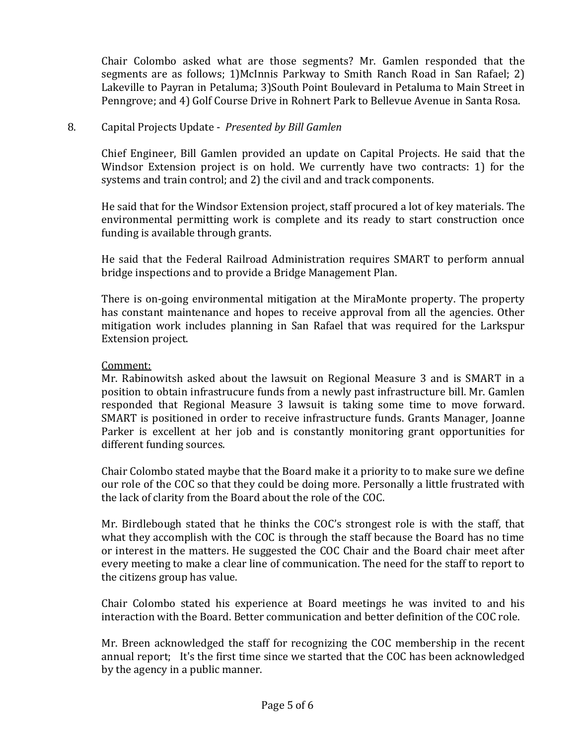Chair Colombo asked what are those segments? Mr. Gamlen responded that the segments are as follows; 1)McInnis Parkway to Smith Ranch Road in San Rafael; 2) Lakeville to Payran in Petaluma; 3)South Point Boulevard in Petaluma to Main Street in Penngrove; and 4) Golf Course Drive in Rohnert Park to Bellevue Avenue in Santa Rosa.

8. Capital Projects Update - *Presented by Bill Gamlen*

Chief Engineer, Bill Gamlen provided an update on Capital Projects. He said that the Windsor Extension project is on hold. We currently have two contracts: 1) for the systems and train control; and 2) the civil and and track components.

He said that for the Windsor Extension project, staff procured a lot of key materials. The environmental permitting work is complete and its ready to start construction once funding is available through grants.

He said that the Federal Railroad Administration requires SMART to perform annual bridge inspections and to provide a Bridge Management Plan.

There is on-going environmental mitigation at the MiraMonte property. The property has constant maintenance and hopes to receive approval from all the agencies. Other mitigation work includes planning in San Rafael that was required for the Larkspur Extension project.

Comment:
Mr. Rabinowitsh asked about the lawsuit on Regional Measure 3 and is SMART in a position to obtain infrastrucure funds from a newly past infrastructure bill. Mr. Gamlen responded that Regional Measure 3 lawsuit is taking some time to move forward. SMART is positioned in order to receive infrastructure funds. Grants Manager, Joanne Parker is excellent at her job and is constantly monitoring grant opportunities for different funding sources.

Chair Colombo stated maybe that the Board make it a priority to to make sure we define our role of the COC so that they could be doing more. Personally a little frustrated with the lack of clarity from the Board about the role of the COC.

Mr. Birdlebough stated that he thinks the COC's strongest role is with the staff, that what they accomplish with the COC is through the staff because the Board has no time or interest in the matters. He suggested the COC Chair and the Board chair meet after every meeting to make a clear line of communication. The need for the staff to report to the citizens group has value.

Chair Colombo stated his experience at Board meetings he was invited to and his interaction with the Board. Better communication and better definition of the COC role.

Mr. Breen acknowledged the staff for recognizing the COC membership in the recent annual report; It's the first time since we started that the COC has been acknowledged by the agency in a public manner.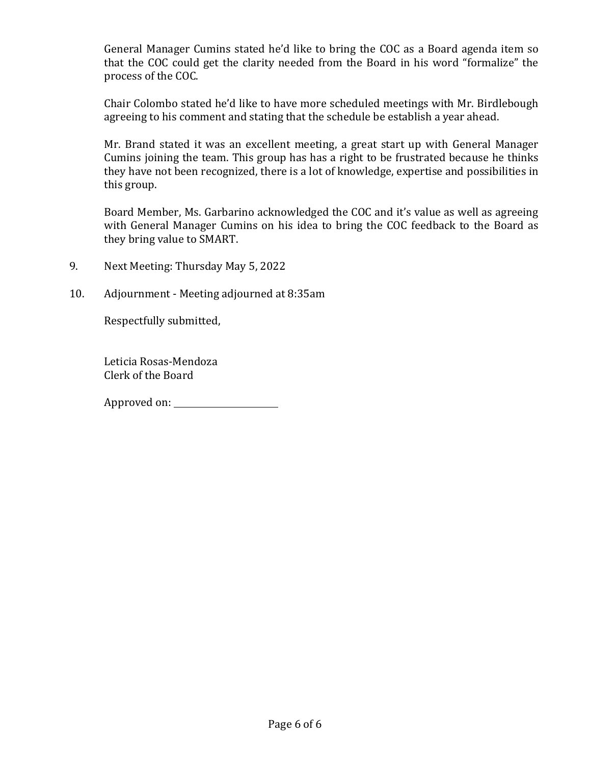General Manager Cumins stated he'd like to bring the COC as a Board agenda item so that the COC could get the clarity needed from the Board in his word "formalize" the process of the COC.

Chair Colombo stated he'd like to have more scheduled meetings with Mr. Birdlebough agreeing to his comment and stating that the schedule be establish a year ahead.

Mr. Brand stated it was an excellent meeting, a great start up with General Manager Cumins joining the team. This group has has a right to be frustrated because he thinks they have not been recognized, there is a lot of knowledge, expertise and possibilities in this group.

Board Member, Ms. Garbarino acknowledged the COC and it's value as well as agreeing with General Manager Cumins on his idea to bring the COC feedback to the Board as they bring value to SMART.

9. Next Meeting: Thursday May 5, 2022

10. Adjournment - Meeting adjourned at 8:35am

Respectfully submitted,

Leticia Rosas-Mendoza
Clerk of the Board

Approved on: ______________________